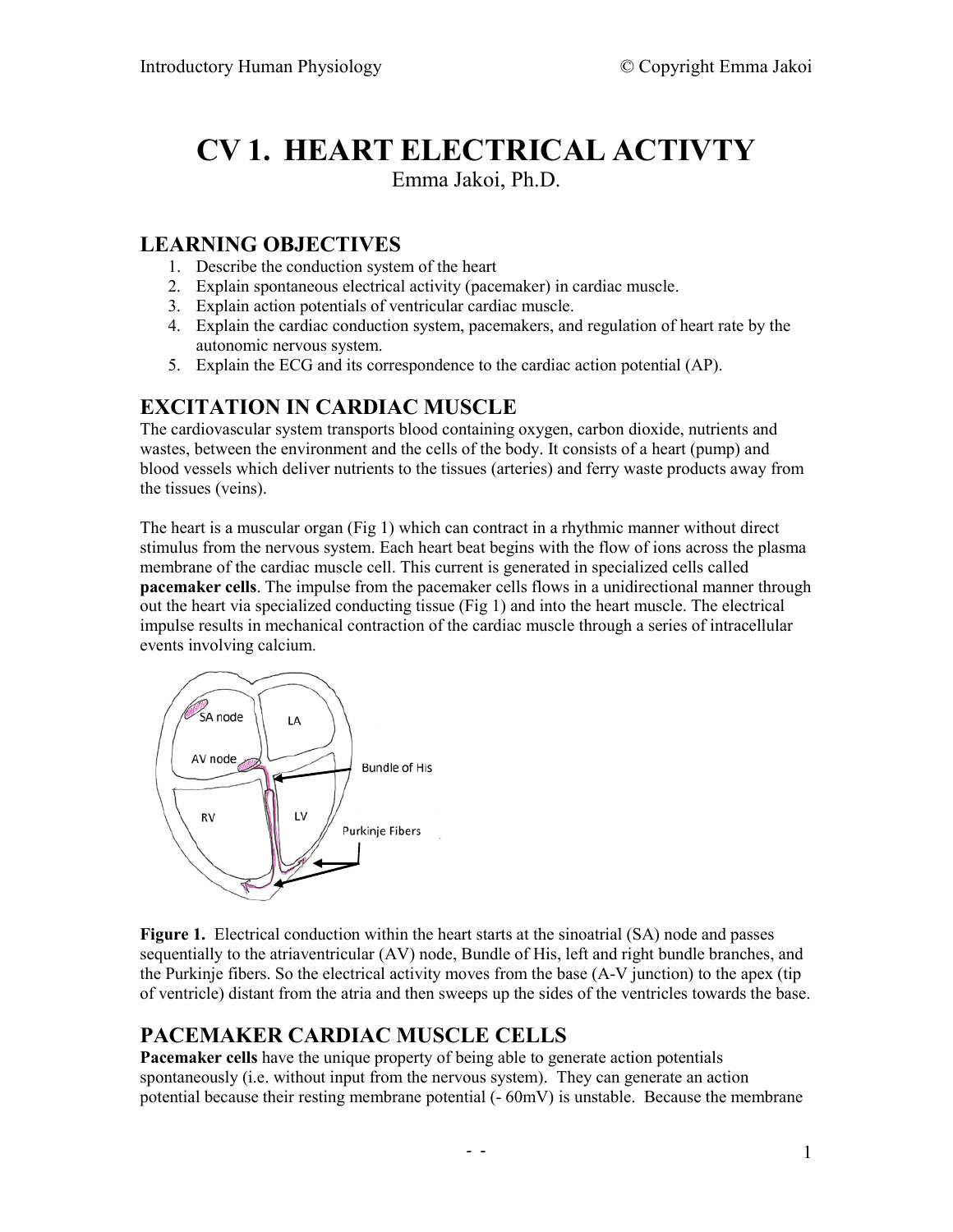# CV 1. HEART ELECTRICAL ACTIVTY

Emma Jakoi, Ph.D.

## LEARNING OBJECTIVES

1. Describe the conduction system of the heart
2. Explain spontaneous electrical activity (pacemaker) in cardiac muscle.
3. Explain action potentials of ventricular cardiac muscle.
4. Explain the cardiac conduction system, pacemakers, and regulation of heart rate by the autonomic nervous system.
5. Explain the ECG and its correspondence to the cardiac action potential (AP).

## EXCITATION IN CARDIAC MUSCLE

The cardiovascular system transports blood containing oxygen, carbon dioxide, nutrients and wastes, between the environment and the cells of the body. It consists of a heart (pump) and blood vessels which deliver nutrients to the tissues (arteries) and ferry waste products away from the tissues (veins).

The heart is a muscular organ (Fig 1) which can contract in a rhythmic manner without direct stimulus from the nervous system. Each heart beat begins with the flow of ions across the plasma membrane of the cardiac muscle cell. This current is generated in specialized cells called **pacemaker cells**. The impulse from the pacemaker cells flows in a unidirectional manner through out the heart via specialized conducting tissue (Fig 1) and into the heart muscle. The electrical impulse results in mechanical contraction of the cardiac muscle through a series of intracellular events involving calcium.

**Figure 1.** Electrical conduction within the heart starts at the sinoatrial (SA) node and passes sequentially to the atriaventricular (AV) node, Bundle of His, left and right bundle branches, and the Purkinje fibers. So the electrical activity moves from the base (A-V junction) to the apex (tip of ventricle) distant from the atria and then sweeps up the sides of the ventricles towards the base.

## PACEMAKER CARDIAC MUSCLE CELLS

**Pacemaker cells** have the unique property of being able to generate action potentials spontaneously (i.e. without input from the nervous system). They can generate an action potential because their resting membrane potential (- 60mV) is unstable. Because the membrane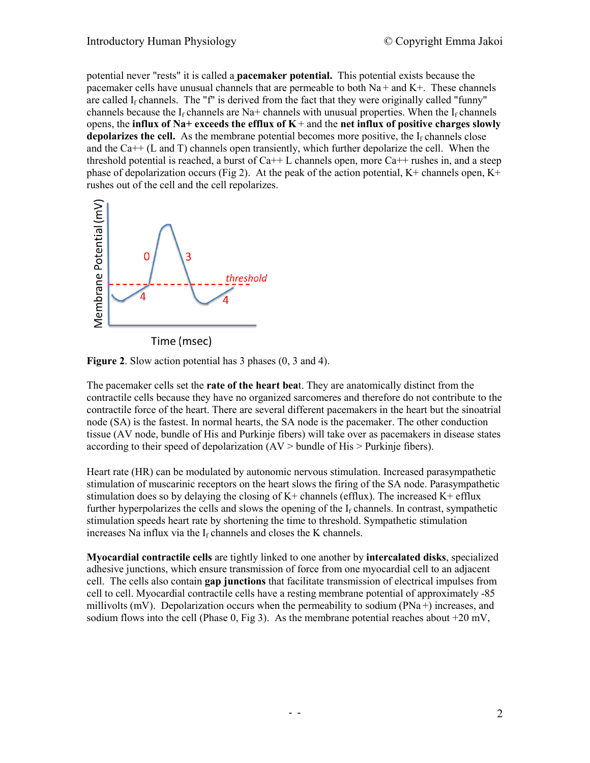potential never "rests" it is called a **pacemaker potential.** This potential exists because the pacemaker cells have unusual channels that are permeable to both Na+ and K+. These channels are called $I_f$ channels. The "f" is derived from the fact that they were originally called "funny" channels because the $I_f$ channels are Na+ channels with unusual properties. When the $I_f$ channels opens, the **influx of Na+ exceeds the efflux of K+** and the **net influx of positive charges slowly depolarizes the cell.** As the membrane potential becomes more positive, the $I_f$ channels close and the Ca++ (L and T) channels open transiently, which further depolarize the cell. When the threshold potential is reached, a burst of Ca++ L channels open, more Ca++ rushes in, and a steep phase of depolarization occurs (Fig 2). At the peak of the action potential, K+ channels open, K+ rushes out of the cell and the cell repolarizes.

**Figure 2**. Slow action potential has 3 phases (0, 3 and 4).

The pacemaker cells set the **rate of the heart beat**. They are anatomically distinct from the contractile cells because they have no organized sarcomeres and therefore do not contribute to the contractile force of the heart. There are several different pacemakers in the heart but the sinoatrial node (SA) is the fastest. In normal hearts, the SA node is the pacemaker. The other conduction tissue (AV node, bundle of His and Purkinje fibers) will take over as pacemakers in disease states according to their speed of depolarization (AV > bundle of His > Purkinje fibers).

Heart rate (HR) can be modulated by autonomic nervous stimulation. Increased parasympathetic stimulation of muscarinic receptors on the heart slows the firing of the SA node. Parasympathetic stimulation does so by delaying the closing of K+ channels (efflux). The increased K+ efflux further hyperpolarizes the cells and slows the opening of the $I_f$ channels. In contrast, sympathetic stimulation speeds heart rate by shortening the time to threshold. Sympathetic stimulation increases Na influx via the $I_f$ channels and closes the K channels.

**Myocardial contractile cells** are tightly linked to one another by **intercalated disks**, specialized adhesive junctions, which ensure transmission of force from one myocardial cell to an adjacent cell. The cells also contain **gap junctions** that facilitate transmission of electrical impulses from cell to cell. Myocardial contractile cells have a resting membrane potential of approximately -85 millivolts (mV). Depolarization occurs when the permeability to sodium (PNa+) increases, and sodium flows into the cell (Phase 0, Fig 3). As the membrane potential reaches about +20 mV,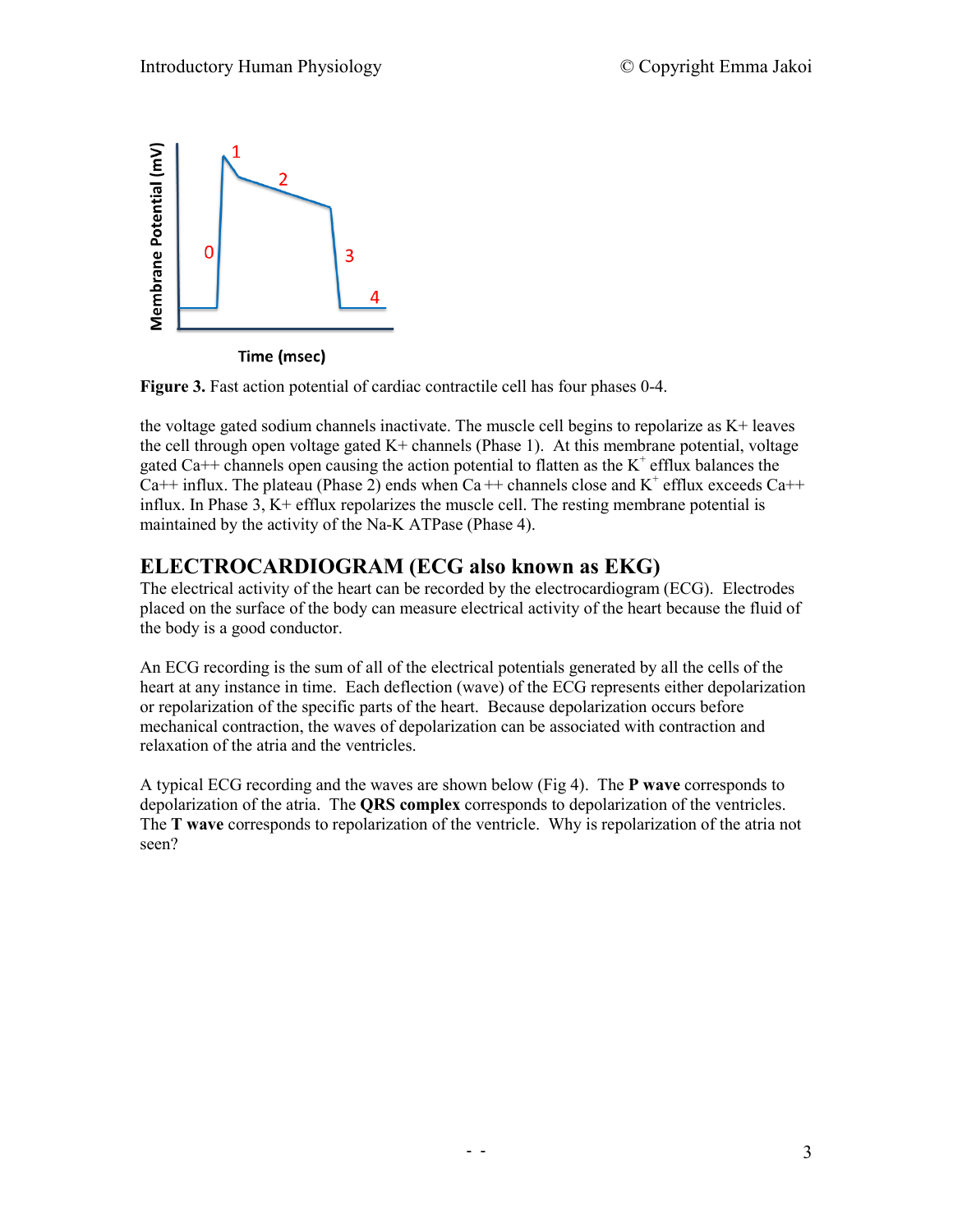**Figure 3.** Fast action potential of cardiac contractile cell has four phases 0-4.

the voltage gated sodium channels inactivate. The muscle cell begins to repolarize as K+ leaves the cell through open voltage gated K+ channels (Phase 1). At this membrane potential, voltage gated Ca++ channels open causing the action potential to flatten as the $K^+$ efflux balances the Ca++ influx. The plateau (Phase 2) ends when Ca ++ channels close and $K^+$ efflux exceeds Ca++ influx. In Phase 3, K+ efflux repolarizes the muscle cell. The resting membrane potential is maintained by the activity of the Na-K ATPase (Phase 4).

## ELECTROCARDIOGRAM (ECG also known as EKG)

The electrical activity of the heart can be recorded by the electrocardiogram (ECG). Electrodes placed on the surface of the body can measure electrical activity of the heart because the fluid of the body is a good conductor.

An ECG recording is the sum of all of the electrical potentials generated by all the cells of the heart at any instance in time. Each deflection (wave) of the ECG represents either depolarization or repolarization of the specific parts of the heart. Because depolarization occurs before mechanical contraction, the waves of depolarization can be associated with contraction and relaxation of the atria and the ventricles.

A typical ECG recording and the waves are shown below (Fig 4). The **P wave** corresponds to depolarization of the atria. The **QRS complex** corresponds to depolarization of the ventricles. The **T wave** corresponds to repolarization of the ventricle. Why is repolarization of the atria not seen?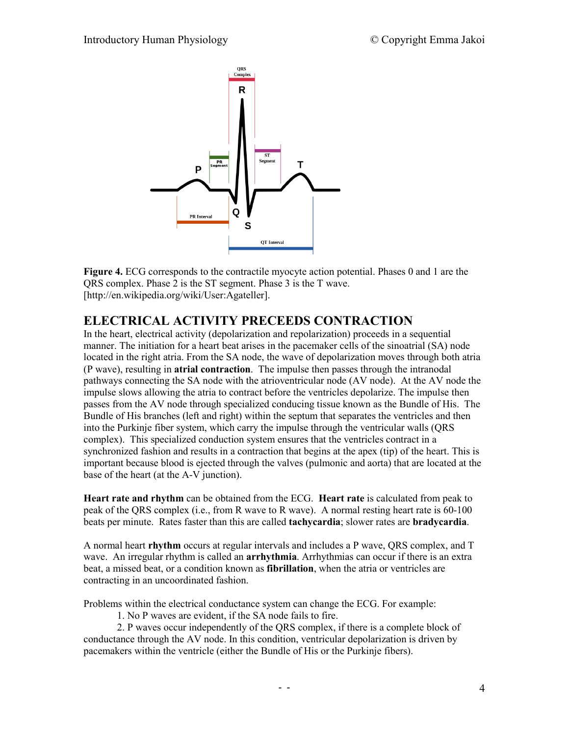**Figure 4.** ECG corresponds to the contractile myocyte action potential. Phases 0 and 1 are the QRS complex. Phase 2 is the ST segment. Phase 3 is the T wave. [http://en.wikipedia.org/wiki/User:Agateller].

## ELECTRICAL ACTIVITY PRECEEDS CONTRACTION

In the heart, electrical activity (depolarization and repolarization) proceeds in a sequential manner. The initiation for a heart beat arises in the pacemaker cells of the sinoatrial (SA) node located in the right atria. From the SA node, the wave of depolarization moves through both atria (P wave), resulting in **atrial contraction**. The impulse then passes through the intranodal pathways connecting the SA node with the atrioventricular node (AV node). At the AV node the impulse slows allowing the atria to contract before the ventricles depolarize. The impulse then passes from the AV node through specialized conducing tissue known as the Bundle of His. The Bundle of His branches (left and right) within the septum that separates the ventricles and then into the Purkinje fiber system, which carry the impulse through the ventricular walls (QRS complex). This specialized conduction system ensures that the ventricles contract in a synchronized fashion and results in a contraction that begins at the apex (tip) of the heart. This is important because blood is ejected through the valves (pulmonic and aorta) that are located at the base of the heart (at the A-V junction).

**Heart rate and rhythm** can be obtained from the ECG. **Heart rate** is calculated from peak to peak of the QRS complex (i.e., from R wave to R wave). A normal resting heart rate is 60-100 beats per minute. Rates faster than this are called **tachycardia**; slower rates are **bradycardia**.

A normal heart **rhythm** occurs at regular intervals and includes a P wave, QRS complex, and T wave. An irregular rhythm is called an **arrhythmia**. Arrhythmias can occur if there is an extra beat, a missed beat, or a condition known as **fibrillation**, when the atria or ventricles are contracting in an uncoordinated fashion.

Problems within the electrical conductance system can change the ECG. For example:

1. No P waves are evident, if the SA node fails to fire.
2. P waves occur independently of the QRS complex, if there is a complete block of conductance through the AV node. In this condition, ventricular depolarization is driven by pacemakers within the ventricle (either the Bundle of His or the Purkinje fibers).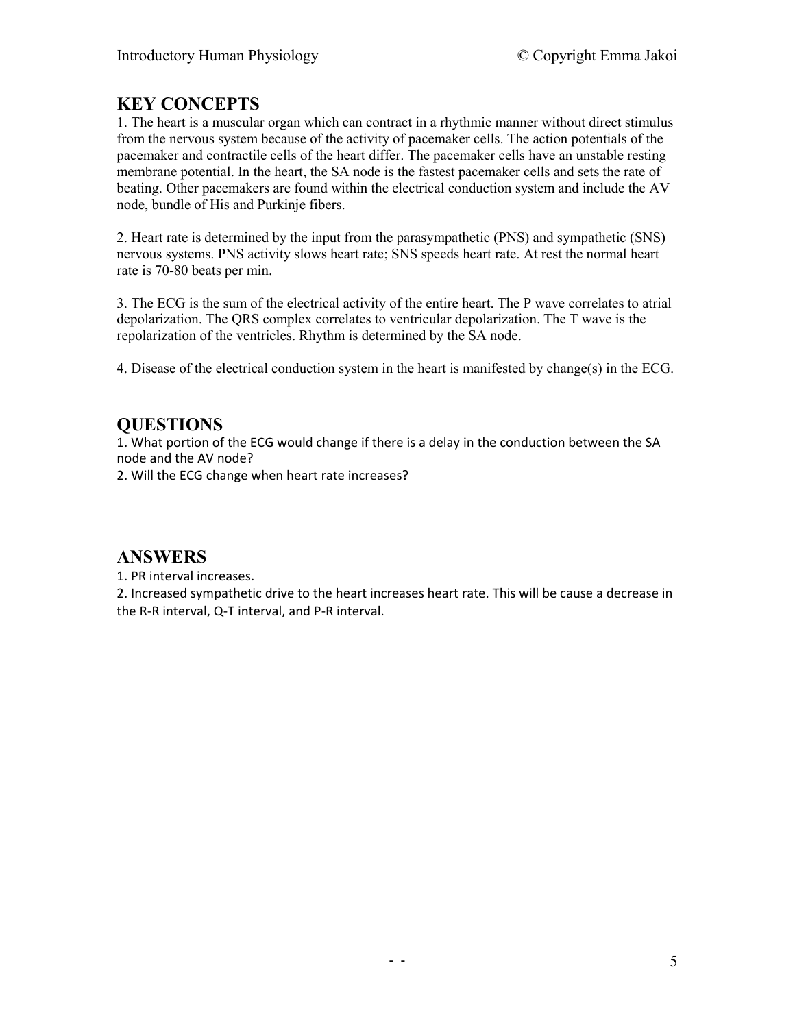## KEY CONCEPTS

1. The heart is a muscular organ which can contract in a rhythmic manner without direct stimulus from the nervous system because of the activity of pacemaker cells. The action potentials of the pacemaker and contractile cells of the heart differ. The pacemaker cells have an unstable resting membrane potential. In the heart, the SA node is the fastest pacemaker cells and sets the rate of beating. Other pacemakers are found within the electrical conduction system and include the AV node, bundle of His and Purkinje fibers.

2. Heart rate is determined by the input from the parasympathetic (PNS) and sympathetic (SNS) nervous systems. PNS activity slows heart rate; SNS speeds heart rate. At rest the normal heart rate is 70-80 beats per min.

3. The ECG is the sum of the electrical activity of the entire heart. The P wave correlates to atrial depolarization. The QRS complex correlates to ventricular depolarization. The T wave is the repolarization of the ventricles. Rhythm is determined by the SA node.

4. Disease of the electrical conduction system in the heart is manifested by change(s) in the ECG.

## QUESTIONS

1. What portion of the ECG would change if there is a delay in the conduction between the SA node and the AV node?
2. Will the ECG change when heart rate increases?

## ANSWERS

1. PR interval increases.
2. Increased sympathetic drive to the heart increases heart rate. This will be cause a decrease in the R-R interval, Q-T interval, and P-R interval.